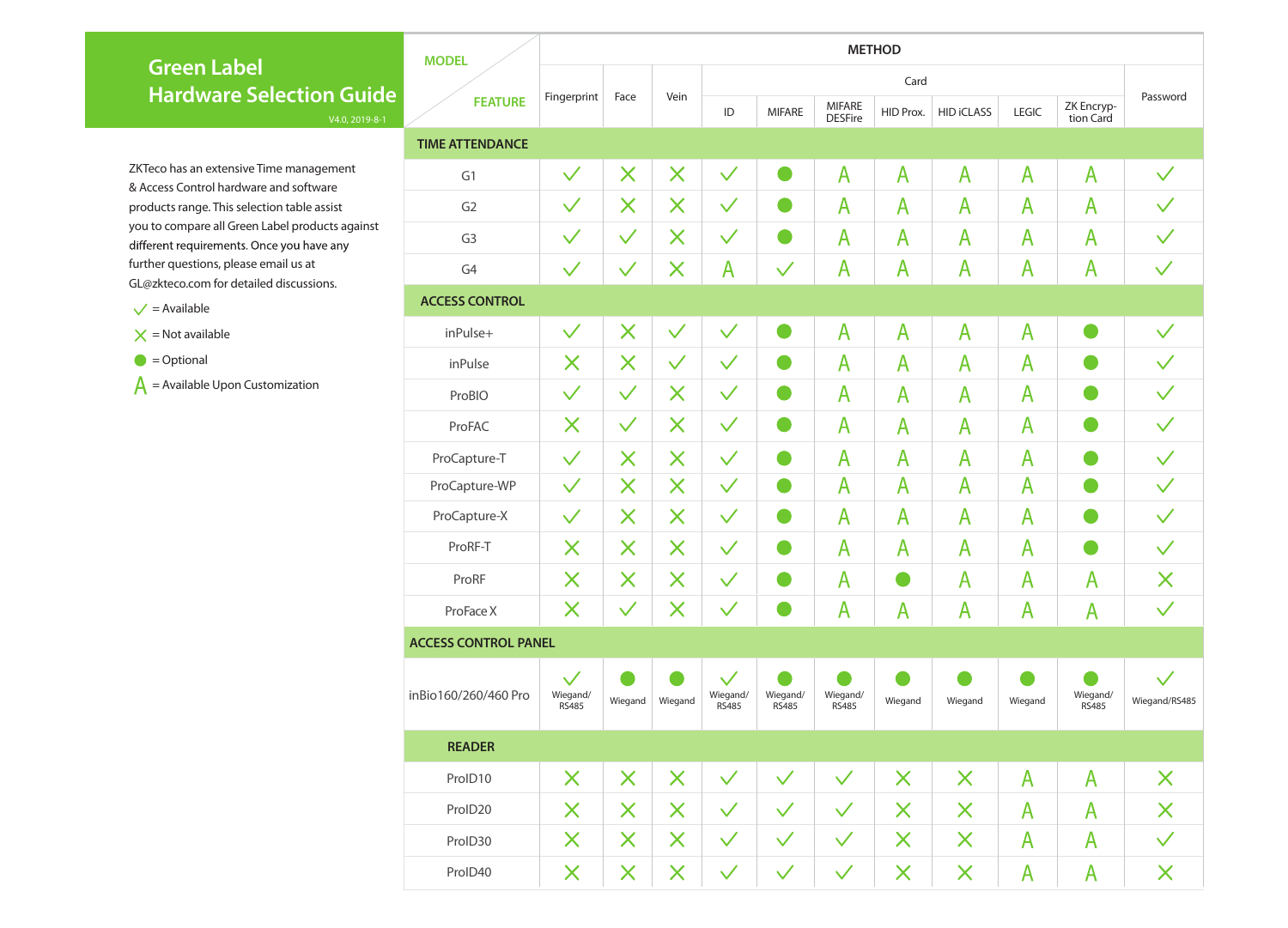# Green Label Hardware Selection Guide

V4.0, 2019-8-1

ZKTeco has an extensive Time management & Access Control hardware and software products range. This selection table assist you to compare all Green Label products against different requirements. Once you have any further questions, please email us at GL@zkteco.com for detailed discussions.

- ✓ = Available
- ✗ = Not available
- ● = Optional
- A = Available Upon Customization

| MODEL / FEATURE | METHOD | | | | | | | | | | |
|---|---|---|---|---|---|---|---|---|---|---|---|
| | Fingerprint | Face | Vein | Card | | | | | | | Password |
| | | | | ID | MIFARE | MIFARE DESFire | HID Prox. | HID iCLASS | LEGIC | ZK Encryption Card | |
| **TIME ATTENDANCE** | | | | | | | | | | | |
| G1 | ✓ | ✗ | ✗ | ✓ | ● | A | A | A | A | A | ✓ |
| G2 | ✓ | ✗ | ✗ | ✓ | ● | A | A | A | A | A | ✓ |
| G3 | ✓ | ✓ | ✗ | ✓ | ● | A | A | A | A | A | ✓ |
| G4 | ✓ | ✓ | ✗ | A | ✓ | A | A | A | A | A | ✓ |
| **ACCESS CONTROL** | | | | | | | | | | | |
| inPulse+ | ✓ | ✗ | ✓ | ✓ | ● | A | A | A | A | ● | ✓ |
| inPulse | ✗ | ✗ | ✓ | ✓ | ● | A | A | A | A | ● | ✓ |
| ProBIO | ✓ | ✓ | ✗ | ✓ | ● | A | A | A | A | ● | ✓ |
| ProFAC | ✗ | ✓ | ✗ | ✓ | ● | A | A | A | A | ● | ✓ |
| ProCapture-T | ✓ | ✗ | ✗ | ✓ | ● | A | A | A | A | ● | ✓ |
| ProCapture-WP | ✓ | ✗ | ✗ | ✓ | ● | A | A | A | A | ● | ✓ |
| ProCapture-X | ✓ | ✗ | ✗ | ✓ | ● | A | A | A | A | ● | ✓ |
| ProRF-T | ✗ | ✗ | ✗ | ✓ | ● | A | A | A | A | ● | ✓ |
| ProRF | ✗ | ✗ | ✗ | ✓ | ● | A | ● | A | A | A | ✗ |
| ProFace X | ✗ | ✓ | ✗ | ✓ | ● | A | A | A | A | A | ✓ |
| **ACCESS CONTROL PANEL** | | | | | | | | | | | |
| inBio160/260/460 Pro | ✓ Wiegand/RS485 | ● Wiegand | ● Wiegand | ✓ Wiegand/RS485 | ● Wiegand/RS485 | ● Wiegand/RS485 | ● Wiegand | ● Wiegand | ● Wiegand | ● Wiegand/RS485 | ✓ Wiegand/RS485 |
| **READER** | | | | | | | | | | | |
| ProID10 | ✗ | ✗ | ✗ | ✓ | ✓ | ✓ | ✗ | ✗ | A | A | ✗ |
| ProID20 | ✗ | ✗ | ✗ | ✓ | ✓ | ✓ | ✗ | ✗ | A | A | ✗ |
| ProID30 | ✗ | ✗ | ✗ | ✓ | ✓ | ✓ | ✗ | ✗ | A | A | ✓ |
| ProID40 | ✗ | ✗ | ✗ | ✓ | ✓ | ✓ | ✗ | ✗ | A | A | ✗ |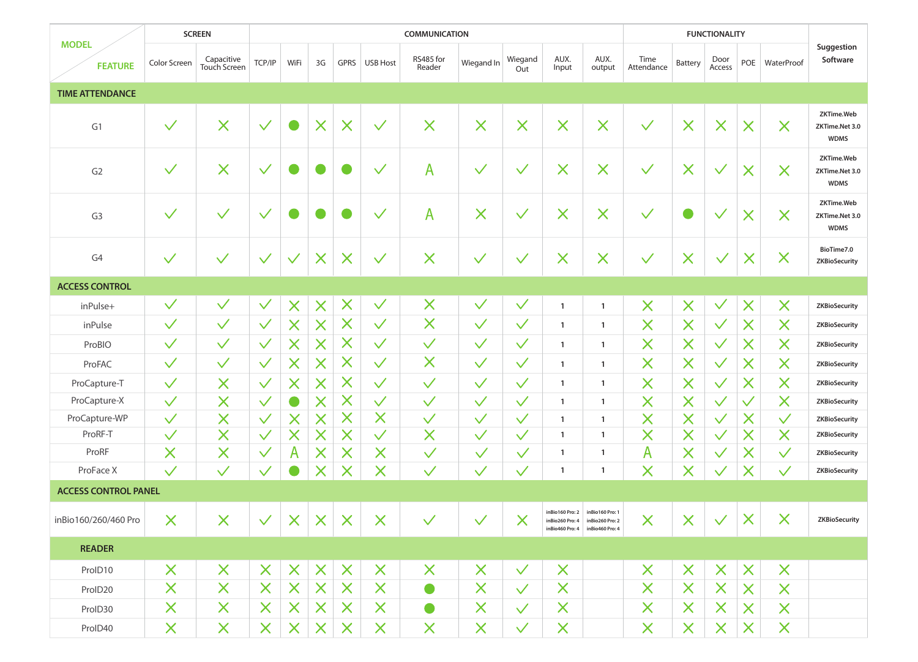| MODEL / FEATURE | SCREEN | | COMMUNICATION | | | | | | | | | | FUNCTIONALITY | | | | | Suggestion Software |
|---|---|---|---|---|---|---|---|---|---|---|---|---|---|---|---|---|---|---|
| | Color Screen | Capacitive Touch Screen | TCP/IP | WiFi | 3G | GPRS | USB Host | RS485 for Reader | Wiegand In | Wiegand Out | AUX. Input | AUX. output | Time Attendance | Battery | Door Access | POE | WaterProof | |
| **TIME ATTENDANCE** | | | | | | | | | | | | | | | | | | |
| G1 | ✓ | ✗ | ✓ | ● | ✗ | ✗ | ✓ | ✗ | ✗ | ✗ | ✗ | ✗ | ✓ | ✗ | ✗ | ✗ | ✗ | ZKTime.Web ZKTime.Net 3.0 WDMS |
| G2 | ✓ | ✗ | ✓ | ● | ● | ● | ✓ | A | ✓ | ✓ | ✗ | ✗ | ✓ | ✗ | ✓ | ✗ | ✗ | ZKTime.Web ZKTime.Net 3.0 WDMS |
| G3 | ✓ | ✓ | ✓ | ● | ● | ● | ✓ | A | ✗ | ✓ | ✗ | ✗ | ✓ | ● | ✓ | ✗ | ✗ | ZKTime.Web ZKTime.Net 3.0 WDMS |
| G4 | ✓ | ✓ | ✓ | ✓ | ✗ | ✗ | ✓ | ✗ | ✓ | ✓ | ✗ | ✗ | ✓ | ✗ | ✓ | ✗ | ✗ | BioTime7.0 ZKBioSecurity |
| **ACCESS CONTROL** | | | | | | | | | | | | | | | | | | |
| inPulse+ | ✓ | ✓ | ✓ | ✗ | ✗ | ✗ | ✓ | ✗ | ✓ | ✓ | 1 | 1 | ✗ | ✗ | ✓ | ✗ | ✗ | ZKBioSecurity |
| inPulse | ✓ | ✓ | ✓ | ✗ | ✗ | ✗ | ✓ | ✗ | ✓ | ✓ | 1 | 1 | ✗ | ✗ | ✓ | ✗ | ✗ | ZKBioSecurity |
| ProBIO | ✓ | ✓ | ✓ | ✗ | ✗ | ✗ | ✓ | ✓ | ✓ | ✓ | 1 | 1 | ✗ | ✗ | ✓ | ✗ | ✗ | ZKBioSecurity |
| ProFAC | ✓ | ✓ | ✓ | ✗ | ✗ | ✗ | ✓ | ✗ | ✓ | ✓ | 1 | 1 | ✗ | ✗ | ✓ | ✗ | ✗ | ZKBioSecurity |
| ProCapture-T | ✓ | ✗ | ✓ | ✗ | ✗ | ✗ | ✓ | ✓ | ✓ | ✓ | 1 | 1 | ✗ | ✗ | ✓ | ✗ | ✗ | ZKBioSecurity |
| ProCapture-X | ✓ | ✗ | ✓ | ● | ✗ | ✗ | ✓ | ✓ | ✓ | ✓ | 1 | 1 | ✗ | ✗ | ✓ | ✓ | ✗ | ZKBioSecurity |
| ProCapture-WP | ✓ | ✗ | ✓ | ✗ | ✗ | ✗ | ✗ | ✓ | ✓ | ✓ | 1 | 1 | ✗ | ✗ | ✓ | ✗ | ✓ | ZKBioSecurity |
| ProRF-T | ✓ | ✗ | ✓ | ✗ | ✗ | ✗ | ✓ | ✗ | ✓ | ✓ | 1 | 1 | ✗ | ✗ | ✓ | ✗ | ✗ | ZKBioSecurity |
| ProRF | ✗ | ✗ | ✓ | A | ✗ | ✗ | ✗ | ✓ | ✓ | ✓ | 1 | 1 | A | ✗ | ✓ | ✗ | ✓ | ZKBioSecurity |
| ProFace X | ✓ | ✓ | ✓ | ● | ✗ | ✗ | ✗ | ✓ | ✓ | ✓ | 1 | 1 | ✗ | ✗ | ✓ | ✗ | ✓ | ZKBioSecurity |
| **ACCESS CONTROL PANEL** | | | | | | | | | | | | | | | | | | |
| inBio160/260/460 Pro | ✗ | ✗ | ✓ | ✗ | ✗ | ✗ | ✗ | ✓ | ✓ | ✗ | inBio160 Pro: 2 inBio260 Pro: 4 inBio460 Pro: 4 | inBio160 Pro: 1 inBio260 Pro: 2 inBio460 Pro: 4 | ✗ | ✗ | ✓ | ✗ | ✗ | ZKBioSecurity |
| **READER** | | | | | | | | | | | | | | | | | | |
| ProID10 | ✗ | ✗ | ✗ | ✗ | ✗ | ✗ | ✗ | ✗ | ✗ | ✓ | ✗ | | ✗ | ✗ | ✗ | ✗ | ✗ | |
| ProID20 | ✗ | ✗ | ✗ | ✗ | ✗ | ✗ | ✗ | ● | ✗ | ✓ | ✗ | | ✗ | ✗ | ✗ | ✗ | ✗ | |
| ProID30 | ✗ | ✗ | ✗ | ✗ | ✗ | ✗ | ✗ | ● | ✗ | ✓ | ✗ | | ✗ | ✗ | ✗ | ✗ | ✗ | |
| ProID40 | ✗ | ✗ | ✗ | ✗ | ✗ | ✗ | ✗ | ✗ | ✗ | ✓ | ✗ | | ✗ | ✗ | ✗ | ✗ | ✗ | |